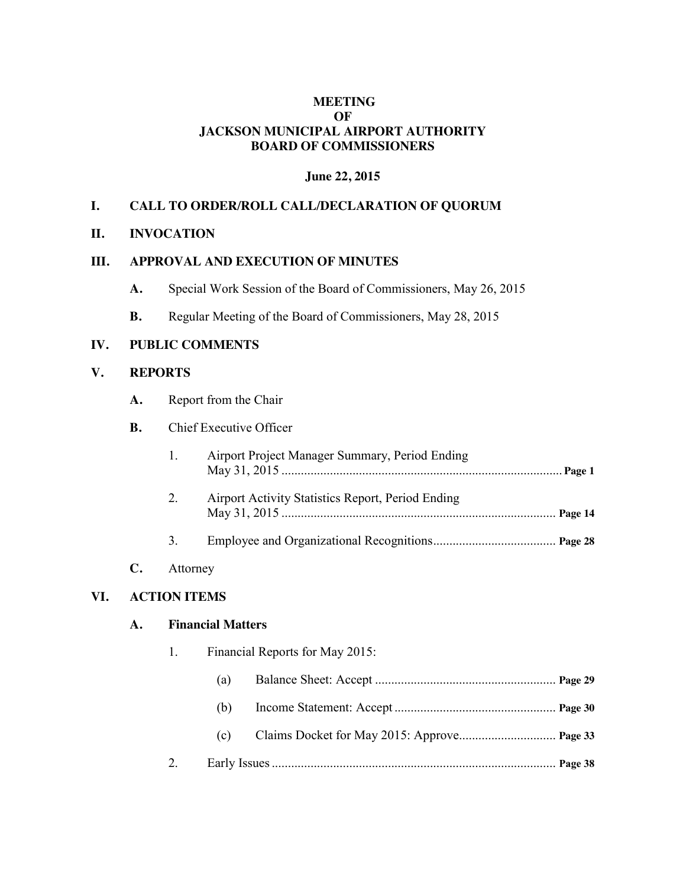# MEETING
# OF
# JACKSON MUNICIPAL AIRPORT AUTHORITY
# BOARD OF COMMISSIONERS

**June 22, 2015**

## I. CALL TO ORDER/ROLL CALL/DECLARATION OF QUORUM

## II. INVOCATION

## III. APPROVAL AND EXECUTION OF MINUTES

**A.** Special Work Session of the Board of Commissioners, May 26, 2015

**B.** Regular Meeting of the Board of Commissioners, May 28, 2015

## IV. PUBLIC COMMENTS

## V. REPORTS

**A.** Report from the Chair

**B.** Chief Executive Officer

1. Airport Project Manager Summary, Period Ending May 31, 2015 ........................................ **Page 1**

2. Airport Activity Statistics Report, Period Ending May 31, 2015 ........................................ **Page 14**

3. Employee and Organizational Recognitions ........................................ **Page 28**

**C.** Attorney

## VI. ACTION ITEMS

### A. Financial Matters

1. Financial Reports for May 2015:

   (a) Balance Sheet: Accept ........................................ **Page 29**

   (b) Income Statement: Accept ........................................ **Page 30**

   (c) Claims Docket for May 2015: Approve ........................................ **Page 33**

2. Early Issues ........................................ **Page 38**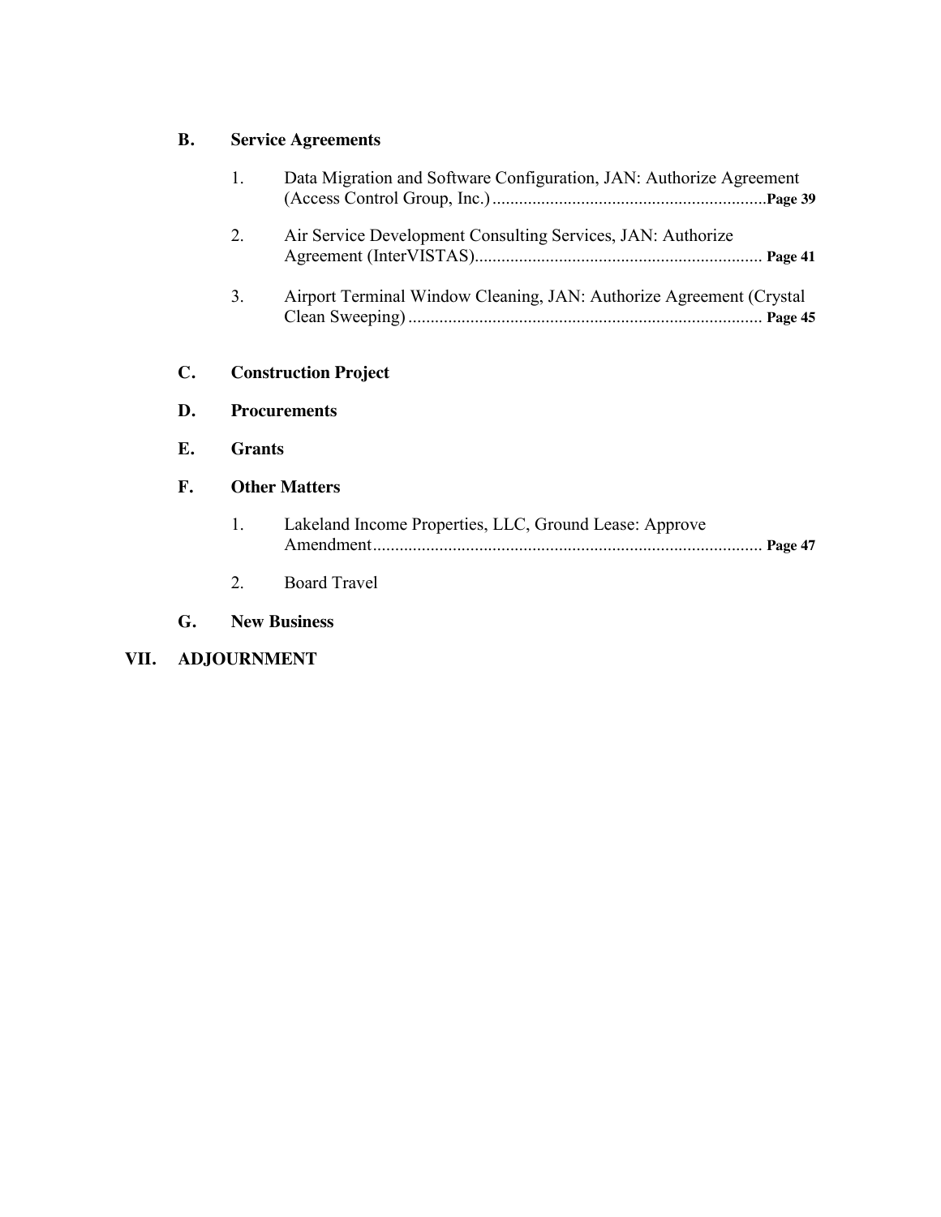**B. Service Agreements**

1. Data Migration and Software Configuration, JAN: Authorize Agreement (Access Control Group, Inc.) ............................................................ **Page 39**

2. Air Service Development Consulting Services, JAN: Authorize Agreement (InterVISTAS)................................................................ **Page 41**

3. Airport Terminal Window Cleaning, JAN: Authorize Agreement (Crystal Clean Sweeping) ................................................................................ **Page 45**

**C. Construction Project**

**D. Procurements**

**E. Grants**

**F. Other Matters**

1. Lakeland Income Properties, LLC, Ground Lease: Approve Amendment........................................................................................ **Page 47**

2. Board Travel

**G. New Business**

**VII. ADJOURNMENT**